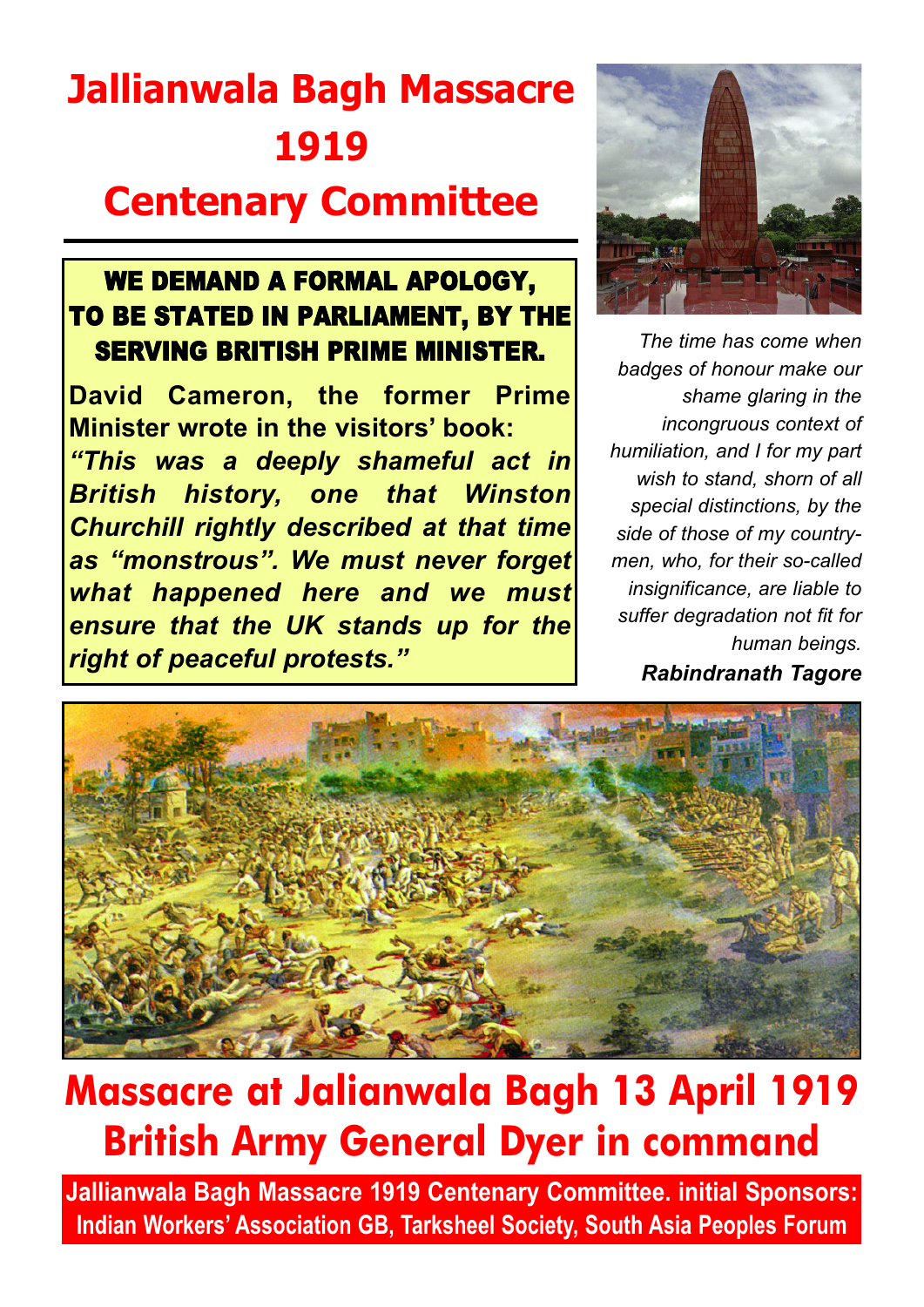# Jallianwala Bagh Massacre 1919

# Centenary Committee

**WE DEMAND A FORMAL APOLOGY, TO BE STATED IN PARLIAMENT, BY THE SERVING BRITISH PRIME MINISTER.**

**David Cameron, the former Prime Minister wrote in the visitors' book:**

***"This was a deeply shameful act in British history, one that Winston Churchill rightly described at that time as "monstrous". We must never forget what happened here and we must ensure that the UK stands up for the right of peaceful protests."***

*The time has come when badges of honour make our shame glaring in the incongruous context of humiliation, and I for my part wish to stand, shorn of all special distinctions, by the side of those of my country-men, who, for their so-called insignificance, are liable to suffer degradation not fit for human beings.*

***Rabindranath Tagore***

## Massacre at Jalianwala Bagh 13 April 1919
## British Army General Dyer in command

**Jallianwala Bagh Massacre 1919 Centenary Committee. initial Sponsors: Indian Workers' Association GB, Tarksheel Society, South Asia Peoples Forum**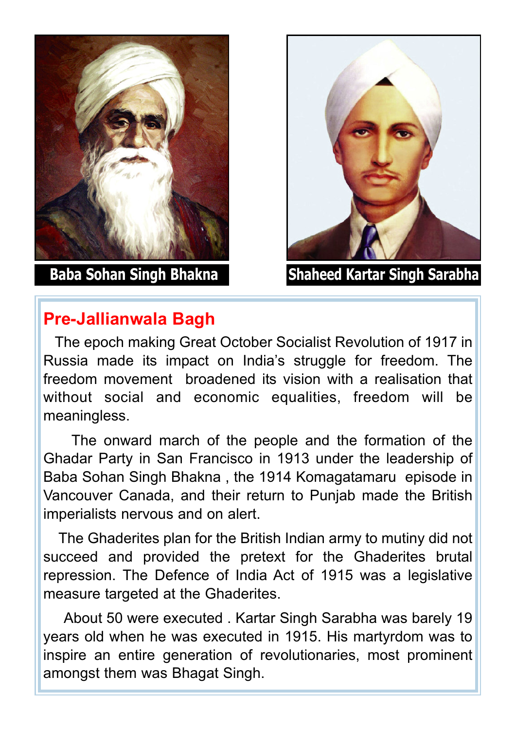Baba Sohan Singh Bhakna

Shaheed Kartar Singh Sarabha

## Pre-Jallianwala Bagh

The epoch making Great October Socialist Revolution of 1917 in Russia made its impact on India's struggle for freedom. The freedom movement broadened its vision with a realisation that without social and economic equalities, freedom will be meaningless.

The onward march of the people and the formation of the Ghadar Party in San Francisco in 1913 under the leadership of Baba Sohan Singh Bhakna , the 1914 Komagatamaru episode in Vancouver Canada, and their return to Punjab made the British imperialists nervous and on alert.

The Ghaderites plan for the British Indian army to mutiny did not succeed and provided the pretext for the Ghaderites brutal repression. The Defence of India Act of 1915 was a legislative measure targeted at the Ghaderites.

About 50 were executed . Kartar Singh Sarabha was barely 19 years old when he was executed in 1915. His martyrdom was to inspire an entire generation of revolutionaries, most prominent amongst them was Bhagat Singh.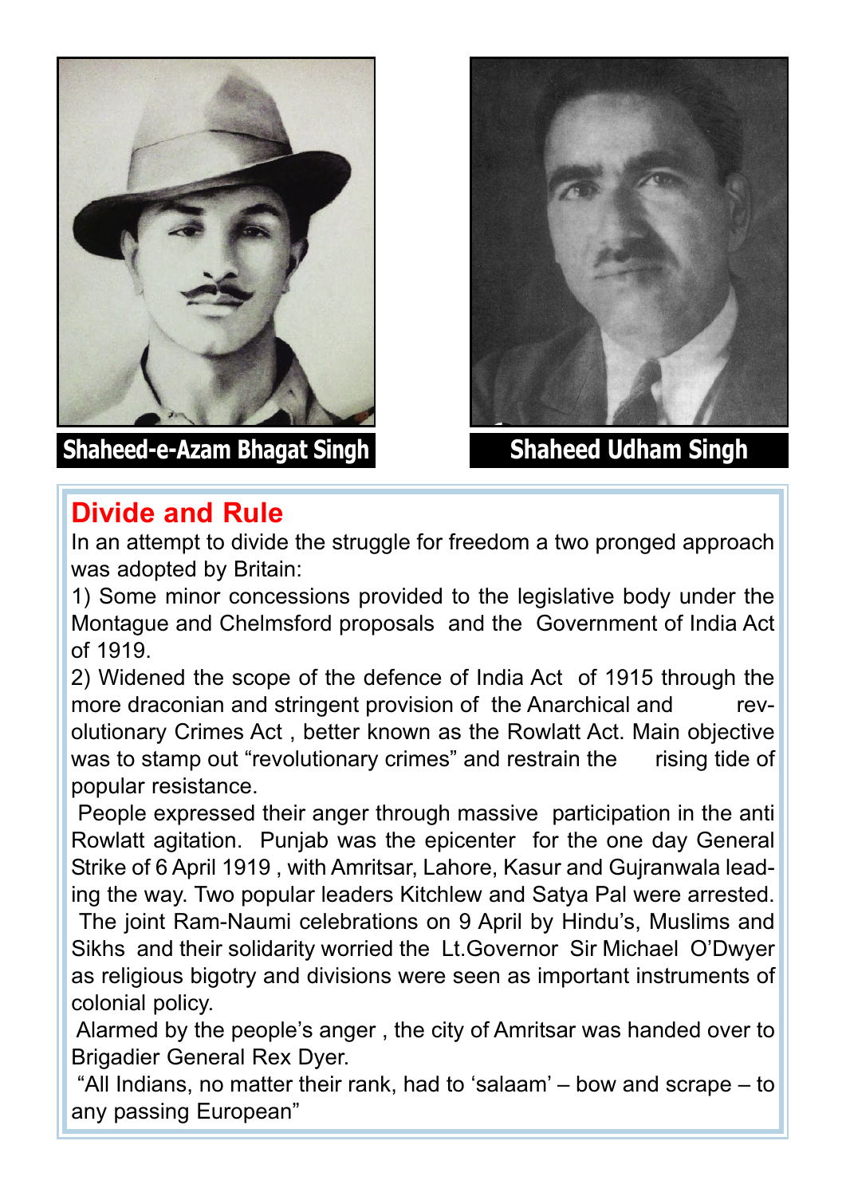Shaheed-e-Azam Bhagat Singh

Shaheed Udham Singh

## Divide and Rule

In an attempt to divide the struggle for freedom a two pronged approach was adopted by Britain:

1) Some minor concessions provided to the legislative body under the Montague and Chelmsford proposals and the Government of India Act of 1919.

2) Widened the scope of the defence of India Act of 1915 through the more draconian and stringent provision of the Anarchical and revolutionary Crimes Act , better known as the Rowlatt Act. Main objective was to stamp out "revolutionary crimes" and restrain the rising tide of popular resistance.

People expressed their anger through massive participation in the anti Rowlatt agitation. Punjab was the epicenter for the one day General Strike of 6 April 1919 , with Amritsar, Lahore, Kasur and Gujranwala leading the way. Two popular leaders Kitchlew and Satya Pal were arrested.

The joint Ram-Naumi celebrations on 9 April by Hindu's, Muslims and Sikhs and their solidarity worried the Lt.Governor Sir Michael O'Dwyer as religious bigotry and divisions were seen as important instruments of colonial policy.

Alarmed by the people's anger , the city of Amritsar was handed over to Brigadier General Rex Dyer.

"All Indians, no matter their rank, had to 'salaam' – bow and scrape – to any passing European"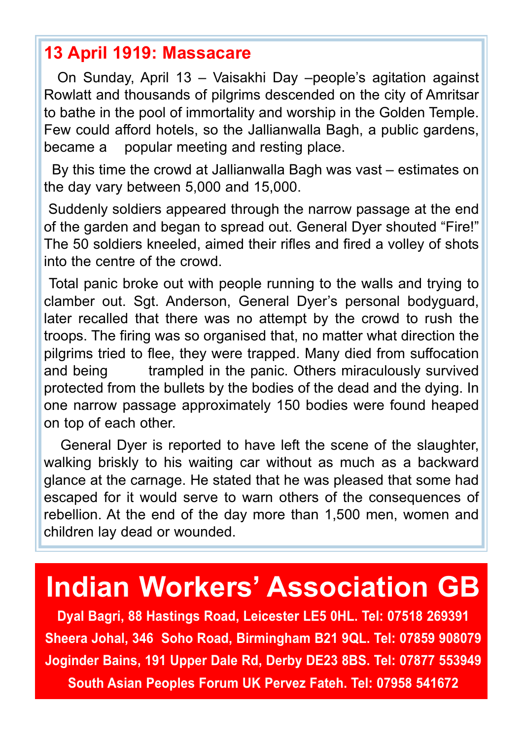## 13 April 1919: Massacare

On Sunday, April 13 – Vaisakhi Day –people's agitation against Rowlatt and thousands of pilgrims descended on the city of Amritsar to bathe in the pool of immortality and worship in the Golden Temple. Few could afford hotels, so the Jallianwalla Bagh, a public gardens, became a popular meeting and resting place.

By this time the crowd at Jallianwalla Bagh was vast – estimates on the day vary between 5,000 and 15,000.

Suddenly soldiers appeared through the narrow passage at the end of the garden and began to spread out. General Dyer shouted "Fire!" The 50 soldiers kneeled, aimed their rifles and fired a volley of shots into the centre of the crowd.

Total panic broke out with people running to the walls and trying to clamber out. Sgt. Anderson, General Dyer's personal bodyguard, later recalled that there was no attempt by the crowd to rush the troops. The firing was so organised that, no matter what direction the pilgrims tried to flee, they were trapped. Many died from suffocation and being trampled in the panic. Others miraculously survived protected from the bullets by the bodies of the dead and the dying. In one narrow passage approximately 150 bodies were found heaped on top of each other.

General Dyer is reported to have left the scene of the slaughter, walking briskly to his waiting car without as much as a backward glance at the carnage. He stated that he was pleased that some had escaped for it would serve to warn others of the consequences of rebellion. At the end of the day more than 1,500 men, women and children lay dead or wounded.

# Indian Workers' Association GB

**Dyal Bagri, 88 Hastings Road, Leicester LE5 0HL. Tel: 07518 269391**

**Sheera Johal, 346 Soho Road, Birmingham B21 9QL. Tel: 07859 908079**

**Joginder Bains, 191 Upper Dale Rd, Derby DE23 8BS. Tel: 07877 553949**

**South Asian Peoples Forum UK Pervez Fateh. Tel: 07958 541672**